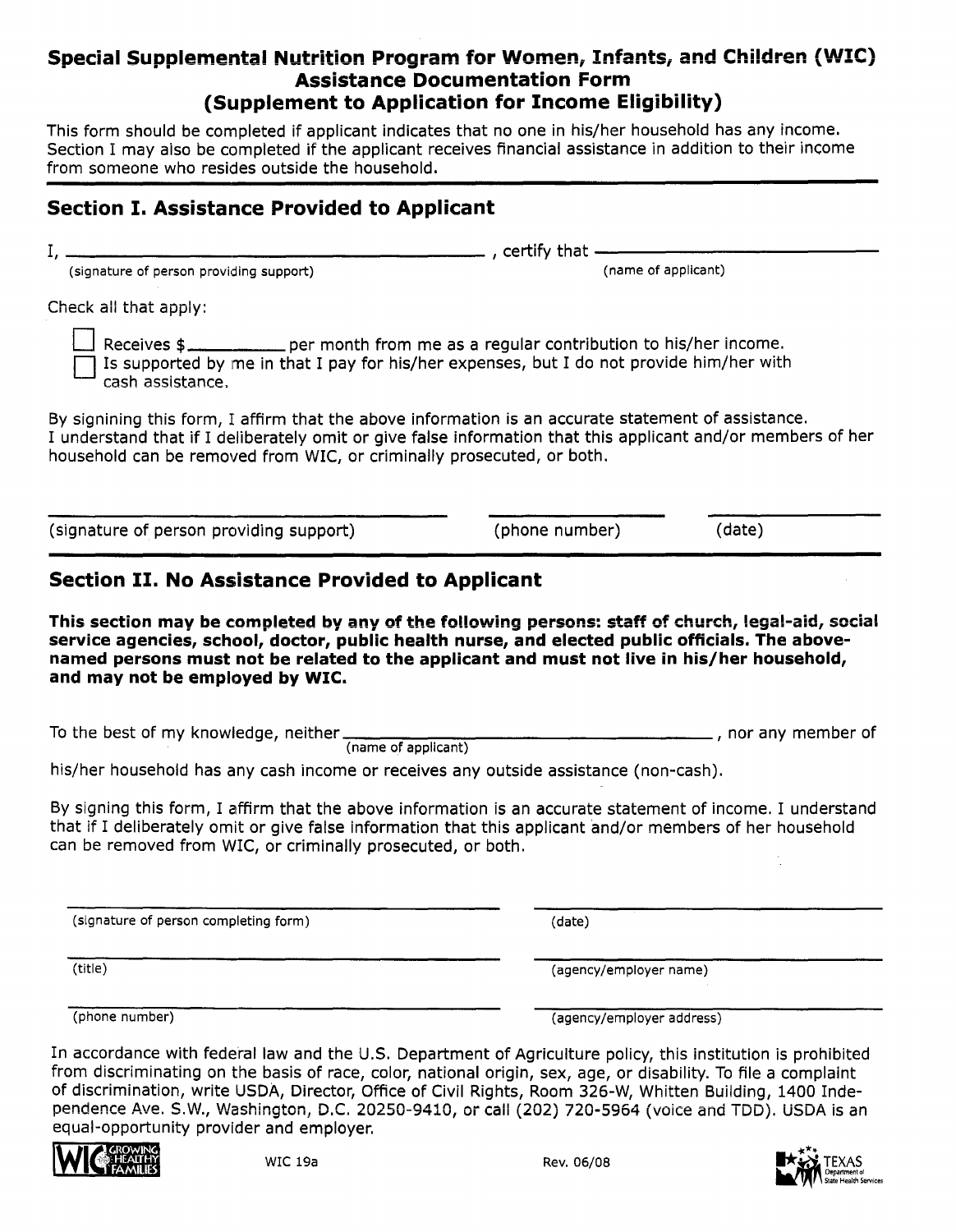# Special Supplemental Nutrition Program for Women, Infants, and Children (WIC) Assistance Documentation Form (Supplement to Application for Income Eligibility)

This form should be completed if applicant indicates that no one in his/her household has any income. Section I may also be completed if the applicant receives financial assistance in addition to their income from someone who resides outside the household.

## Section I. Assistance Provided to Applicant

I, ______________________________________ , certify that ______________________________
(signature of person providing support) (name of applicant)

Check all that apply:

- ☐ Receives $__________ per month from me as a regular contribution to his/her income.
- ☐ Is supported by me in that I pay for his/her expenses, but I do not provide him/her with cash assistance.

By signining this form, I affirm that the above information is an accurate statement of assistance. I understand that if I deliberately omit or give false information that this applicant and/or members of her household can be removed from WIC, or criminally prosecuted, or both.

______________________________ ______________ ______________
(signature of person providing support) (phone number) (date)

## Section II. No Assistance Provided to Applicant

**This section may be completed by any of the following persons: staff of church, legal-aid, social service agencies, school, doctor, public health nurse, and elected public officials. The above-named persons must not be related to the applicant and must not live in his/her household, and may not be employed by WIC.**

To the best of my knowledge, neither ______________________________________ , nor any member of
(name of applicant)

his/her household has any cash income or receives any outside assistance (non-cash).

By signing this form, I affirm that the above information is an accurate statement of income. I understand that if I deliberately omit or give false information that this applicant and/or members of her household can be removed from WIC, or criminally prosecuted, or both.

______________________________ ______________________________
(signature of person completing form) (date)

______________________________ ______________________________
(title) (agency/employer name)

______________________________ ______________________________
(phone number) (agency/employer address)

In accordance with federal law and the U.S. Department of Agriculture policy, this institution is prohibited from discriminating on the basis of race, color, national origin, sex, age, or disability. To file a complaint of discrimination, write USDA, Director, Office of Civil Rights, Room 326-W, Whitten Building, 1400 Independence Ave. S.W., Washington, D.C. 20250-9410, or call (202) 720-5964 (voice and TDD). USDA is an equal-opportunity provider and employer.

WIC GROWING HEALTHY FAMILIES WIC 19a Rev. 06/08 TEXAS Department of State Health Services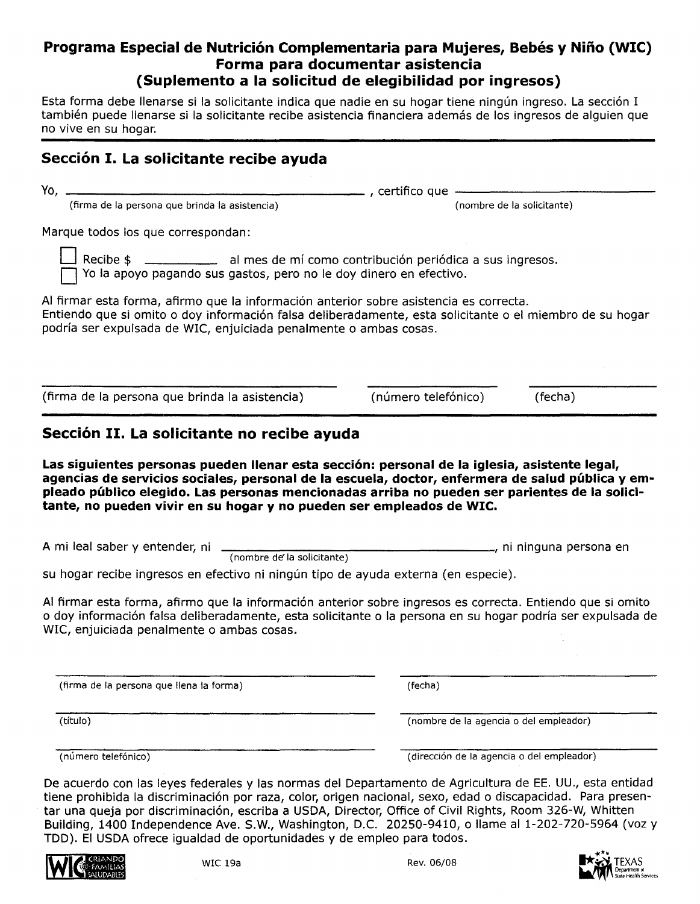# Programa Especial de Nutrición Complementaria para Mujeres, Bebés y Niño (WIC)
# Forma para documentar asistencia
# (Suplemento a la solicitud de elegibilidad por ingresos)

Esta forma debe llenarse si la solicitante indica que nadie en su hogar tiene ningún ingreso. La sección I también puede llenarse si la solicitante recibe asistencia financiera además de los ingresos de alguien que no vive en su hogar.

## Sección I. La solicitante recibe ayuda

Yo, ______________________________ , certifico que ______________________________
(firma de la persona que brinda la asistencia) (nombre de la solicitante)

Marque todos los que correspondan:

- ☐ Recibe $ ________ al mes de mí como contribución periódica a sus ingresos.
- ☐ Yo la apoyo pagando sus gastos, pero no le doy dinero en efectivo.

Al firmar esta forma, afirmo que la información anterior sobre asistencia es correcta.
Entiendo que si omito o doy información falsa deliberadamente, esta solicitante o el miembro de su hogar podría ser expulsada de WIC, enjuiciada penalmente o ambas cosas.

______________________________ ______________ ______________
(firma de la persona que brinda la asistencia) (número telefónico) (fecha)

## Sección II. La solicitante no recibe ayuda

**Las siguientes personas pueden llenar esta sección: personal de la iglesia, asistente legal, agencias de servicios sociales, personal de la escuela, doctor, enfermera de salud pública y empleado público elegido. Las personas mencionadas arriba no pueden ser parientes de la solicitante, no pueden vivir en su hogar y no pueden ser empleados de WIC.**

A mi leal saber y entender, ni ______________________________, ni ninguna persona en
(nombre de la solicitante)
su hogar recibe ingresos en efectivo ni ningún tipo de ayuda externa (en especie).

Al firmar esta forma, afirmo que la información anterior sobre ingresos es correcta. Entiendo que si omito o doy información falsa deliberadamente, esta solicitante o la persona en su hogar podría ser expulsada de WIC, enjuiciada penalmente o ambas cosas.

______________________________ ______________________________
(firma de la persona que llena la forma) (fecha)

______________________________ ______________________________
(título) (nombre de la agencia o del empleador)

______________________________ ______________________________
(número telefónico) (dirección de la agencia o del empleador)

De acuerdo con las leyes federales y las normas del Departamento de Agricultura de EE. UU., esta entidad tiene prohibida la discriminación por raza, color, origen nacional, sexo, edad o discapacidad. Para presentar una queja por discriminación, escriba a USDA, Director, Office of Civil Rights, Room 326-W, Whitten Building, 1400 Independence Ave. S.W., Washington, D.C. 20250-9410, o llame al 1-202-720-5964 (voz y TDD). El USDA ofrece igualdad de oportunidades y de empleo para todos.

WIC Criando Familias Saludables WIC 19a Rev. 06/08 Texas Department of State Health Services